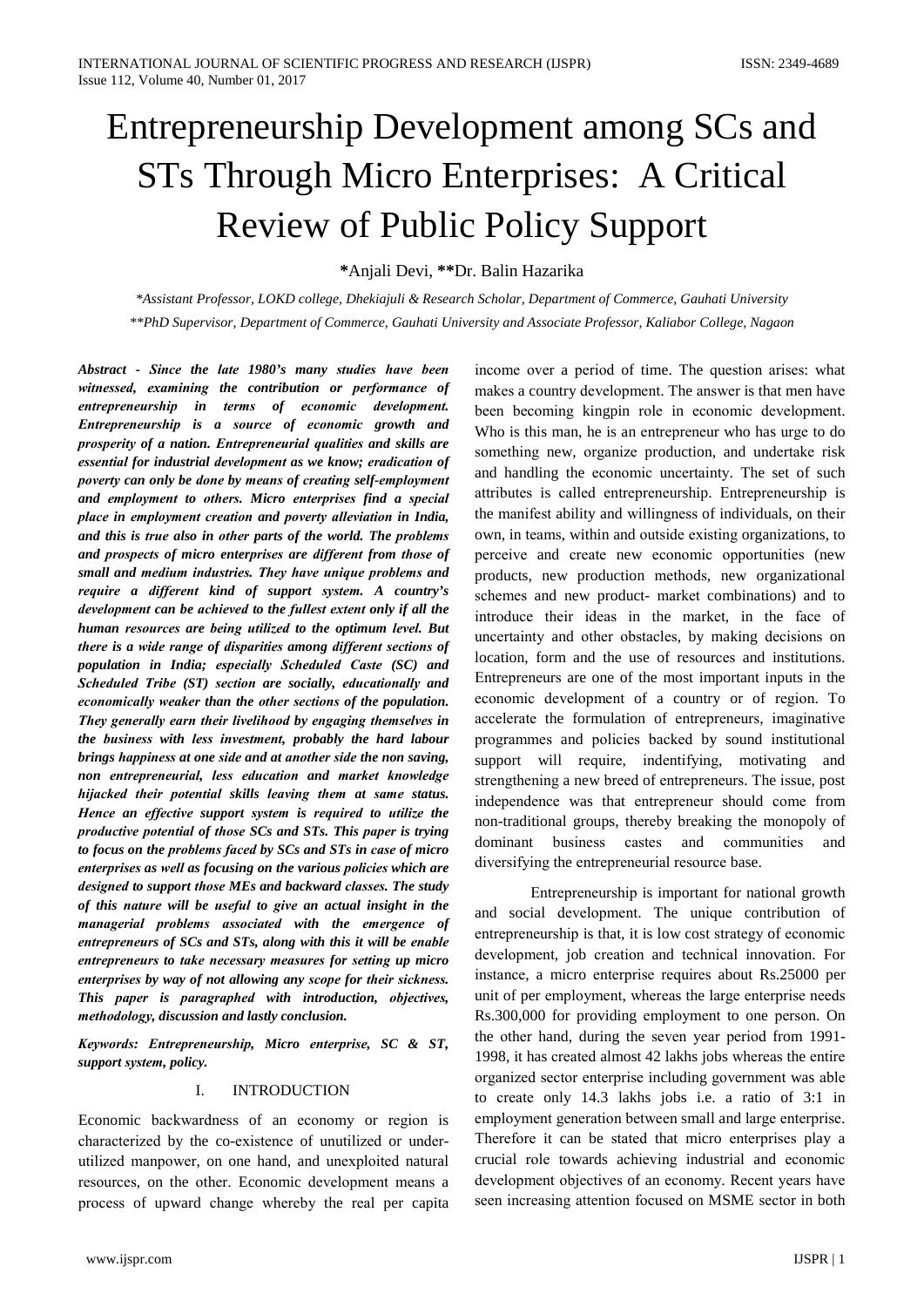# Entrepreneurship Development among SCs and STs Through Micro Enterprises: A Critical Review of Public Policy Support

**\***Anjali Devi, **\*\***Dr. Balin Hazarika

*\*Assistant Professor, LOKD college, Dhekiajuli & Research Scholar, Department of Commerce, Gauhati University*

*\*\*PhD Supervisor, Department of Commerce, Gauhati University and Associate Professor, Kaliabor College, Nagaon*

***Abstract - Since the late 1980's many studies have been witnessed, examining the contribution or performance of entrepreneurship in terms of economic development. Entrepreneurship is a source of economic growth and prosperity of a nation. Entrepreneurial qualities and skills are essential for industrial development as we know; eradication of poverty can only be done by means of creating self-employment and employment to others. Micro enterprises find a special place in employment creation and poverty alleviation in India, and this is true also in other parts of the world. The problems and prospects of micro enterprises are different from those of small and medium industries. They have unique problems and require a different kind of support system. A country's development can be achieved to the fullest extent only if all the human resources are being utilized to the optimum level. But there is a wide range of disparities among different sections of population in India; especially Scheduled Caste (SC) and Scheduled Tribe (ST) section are socially, educationally and economically weaker than the other sections of the population. They generally earn their livelihood by engaging themselves in the business with less investment, probably the hard labour brings happiness at one side and at another side the non saving, non entrepreneurial, less education and market knowledge hijacked their potential skills leaving them at same status. Hence an effective support system is required to utilize the productive potential of those SCs and STs. This paper is trying to focus on the problems faced by SCs and STs in case of micro enterprises as well as focusing on the various policies which are designed to support those MEs and backward classes. The study of this nature will be useful to give an actual insight in the managerial problems associated with the emergence of entrepreneurs of SCs and STs, along with this it will be enable entrepreneurs to take necessary measures for setting up micro enterprises by way of not allowing any scope for their sickness. This paper is paragraphed with introduction, objectives, methodology, discussion and lastly conclusion.***

***Keywords: Entrepreneurship, Micro enterprise, SC & ST, support system, policy.***

## I. INTRODUCTION

Economic backwardness of an economy or region is characterized by the co-existence of unutilized or under-utilized manpower, on one hand, and unexploited natural resources, on the other. Economic development means a process of upward change whereby the real per capita income over a period of time. The question arises: what makes a country development. The answer is that men have been becoming kingpin role in economic development. Who is this man, he is an entrepreneur who has urge to do something new, organize production, and undertake risk and handling the economic uncertainty. The set of such attributes is called entrepreneurship. Entrepreneurship is the manifest ability and willingness of individuals, on their own, in teams, within and outside existing organizations, to perceive and create new economic opportunities (new products, new production methods, new organizational schemes and new product- market combinations) and to introduce their ideas in the market, in the face of uncertainty and other obstacles, by making decisions on location, form and the use of resources and institutions. Entrepreneurs are one of the most important inputs in the economic development of a country or of region. To accelerate the formulation of entrepreneurs, imaginative programmes and policies backed by sound institutional support will require, indentifying, motivating and strengthening a new breed of entrepreneurs. The issue, post independence was that entrepreneur should come from non-traditional groups, thereby breaking the monopoly of dominant business castes and communities and diversifying the entrepreneurial resource base.

Entrepreneurship is important for national growth and social development. The unique contribution of entrepreneurship is that, it is low cost strategy of economic development, job creation and technical innovation. For instance, a micro enterprise requires about Rs.25000 per unit of per employment, whereas the large enterprise needs Rs.300,000 for providing employment to one person. On the other hand, during the seven year period from 1991-1998, it has created almost 42 lakhs jobs whereas the entire organized sector enterprise including government was able to create only 14.3 lakhs jobs i.e. a ratio of 3:1 in employment generation between small and large enterprise. Therefore it can be stated that micro enterprises play a crucial role towards achieving industrial and economic development objectives of an economy. Recent years have seen increasing attention focused on MSME sector in both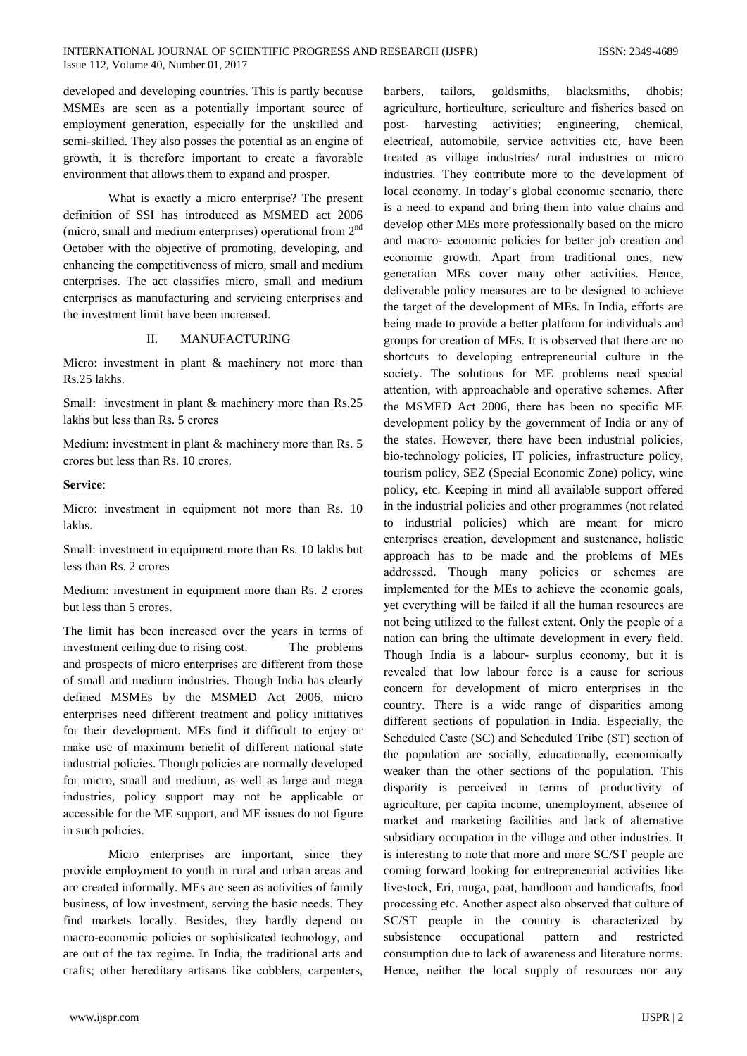developed and developing countries. This is partly because MSMEs are seen as a potentially important source of employment generation, especially for the unskilled and semi-skilled. They also posses the potential as an engine of growth, it is therefore important to create a favorable environment that allows them to expand and prosper.

What is exactly a micro enterprise? The present definition of SSI has introduced as MSMED act 2006 (micro, small and medium enterprises) operational from 2nd October with the objective of promoting, developing, and enhancing the competitiveness of micro, small and medium enterprises. The act classifies micro, small and medium enterprises as manufacturing and servicing enterprises and the investment limit have been increased.

## II. MANUFACTURING

Micro: investment in plant & machinery not more than Rs.25 lakhs.

Small: investment in plant & machinery more than Rs.25 lakhs but less than Rs. 5 crores

Medium: investment in plant & machinery more than Rs. 5 crores but less than Rs. 10 crores.

**Service**:

Micro: investment in equipment not more than Rs. 10 lakhs.

Small: investment in equipment more than Rs. 10 lakhs but less than Rs. 2 crores

Medium: investment in equipment more than Rs. 2 crores but less than 5 crores.

The limit has been increased over the years in terms of investment ceiling due to rising cost. The problems and prospects of micro enterprises are different from those of small and medium industries. Though India has clearly defined MSMEs by the MSMED Act 2006, micro enterprises need different treatment and policy initiatives for their development. MEs find it difficult to enjoy or make use of maximum benefit of different national state industrial policies. Though policies are normally developed for micro, small and medium, as well as large and mega industries, policy support may not be applicable or accessible for the ME support, and ME issues do not figure in such policies.

Micro enterprises are important, since they provide employment to youth in rural and urban areas and are created informally. MEs are seen as activities of family business, of low investment, serving the basic needs. They find markets locally. Besides, they hardly depend on macro-economic policies or sophisticated technology, and are out of the tax regime. In India, the traditional arts and crafts; other hereditary artisans like cobblers, carpenters, barbers, tailors, goldsmiths, blacksmiths, dhobis; agriculture, horticulture, sericulture and fisheries based on post- harvesting activities; engineering, chemical, electrical, automobile, service activities etc, have been treated as village industries/ rural industries or micro industries. They contribute more to the development of local economy. In today's global economic scenario, there is a need to expand and bring them into value chains and develop other MEs more professionally based on the micro and macro- economic policies for better job creation and economic growth. Apart from traditional ones, new generation MEs cover many other activities. Hence, deliverable policy measures are to be designed to achieve the target of the development of MEs. In India, efforts are being made to provide a better platform for individuals and groups for creation of MEs. It is observed that there are no shortcuts to developing entrepreneurial culture in the society. The solutions for ME problems need special attention, with approachable and operative schemes. After the MSMED Act 2006, there has been no specific ME development policy by the government of India or any of the states. However, there have been industrial policies, bio-technology policies, IT policies, infrastructure policy, tourism policy, SEZ (Special Economic Zone) policy, wine policy, etc. Keeping in mind all available support offered in the industrial policies and other programmes (not related to industrial policies) which are meant for micro enterprises creation, development and sustenance, holistic approach has to be made and the problems of MEs addressed. Though many policies or schemes are implemented for the MEs to achieve the economic goals, yet everything will be failed if all the human resources are not being utilized to the fullest extent. Only the people of a nation can bring the ultimate development in every field. Though India is a labour- surplus economy, but it is revealed that low labour force is a cause for serious concern for development of micro enterprises in the country. There is a wide range of disparities among different sections of population in India. Especially, the Scheduled Caste (SC) and Scheduled Tribe (ST) section of the population are socially, educationally, economically weaker than the other sections of the population. This disparity is perceived in terms of productivity of agriculture, per capita income, unemployment, absence of market and marketing facilities and lack of alternative subsidiary occupation in the village and other industries. It is interesting to note that more and more SC/ST people are coming forward looking for entrepreneurial activities like livestock, Eri, muga, paat, handloom and handicrafts, food processing etc. Another aspect also observed that culture of SC/ST people in the country is characterized by subsistence occupational pattern and restricted consumption due to lack of awareness and literature norms. Hence, neither the local supply of resources nor any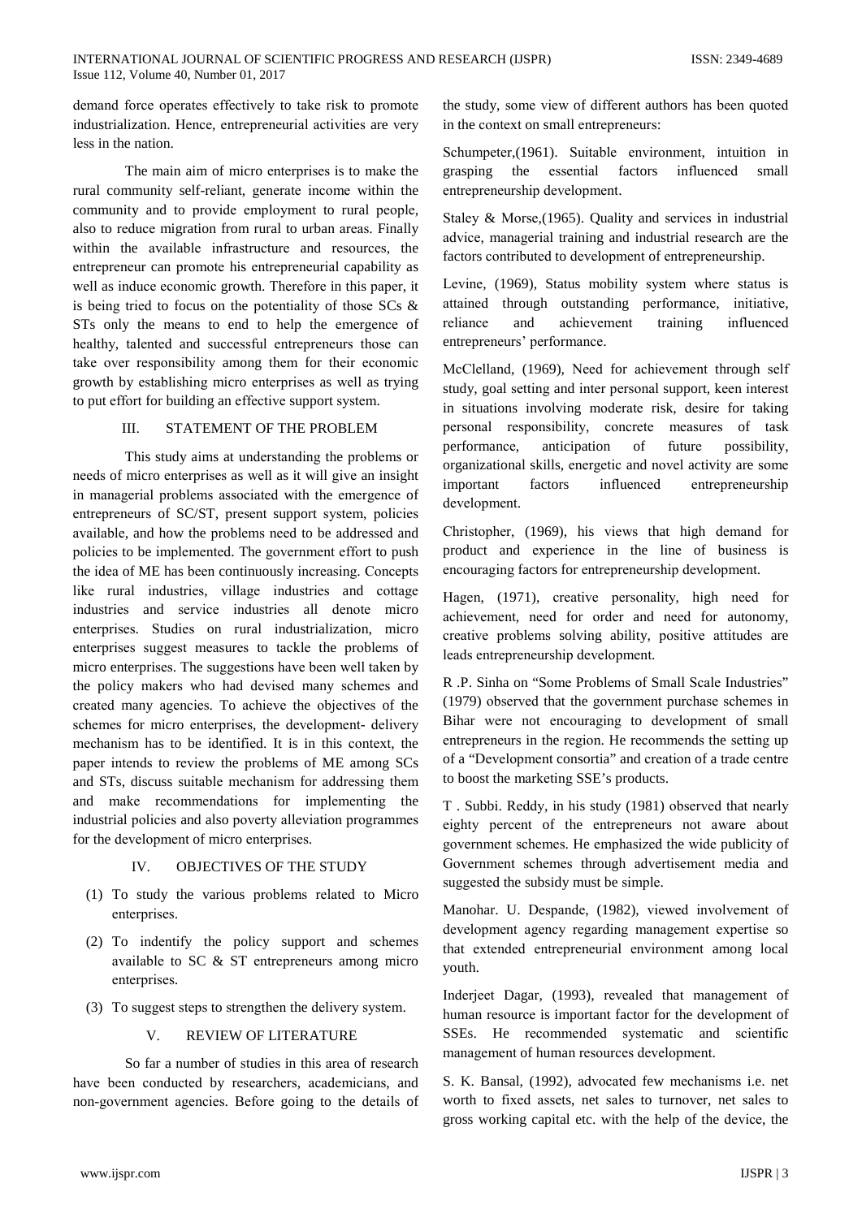demand force operates effectively to take risk to promote industrialization. Hence, entrepreneurial activities are very less in the nation.

The main aim of micro enterprises is to make the rural community self-reliant, generate income within the community and to provide employment to rural people, also to reduce migration from rural to urban areas. Finally within the available infrastructure and resources, the entrepreneur can promote his entrepreneurial capability as well as induce economic growth. Therefore in this paper, it is being tried to focus on the potentiality of those SCs & STs only the means to end to help the emergence of healthy, talented and successful entrepreneurs those can take over responsibility among them for their economic growth by establishing micro enterprises as well as trying to put effort for building an effective support system.

## III. STATEMENT OF THE PROBLEM

This study aims at understanding the problems or needs of micro enterprises as well as it will give an insight in managerial problems associated with the emergence of entrepreneurs of SC/ST, present support system, policies available, and how the problems need to be addressed and policies to be implemented. The government effort to push the idea of ME has been continuously increasing. Concepts like rural industries, village industries and cottage industries and service industries all denote micro enterprises. Studies on rural industrialization, micro enterprises suggest measures to tackle the problems of micro enterprises. The suggestions have been well taken by the policy makers who had devised many schemes and created many agencies. To achieve the objectives of the schemes for micro enterprises, the development- delivery mechanism has to be identified. It is in this context, the paper intends to review the problems of ME among SCs and STs, discuss suitable mechanism for addressing them and make recommendations for implementing the industrial policies and also poverty alleviation programmes for the development of micro enterprises.

## IV. OBJECTIVES OF THE STUDY

(1) To study the various problems related to Micro enterprises.

(2) To indentify the policy support and schemes available to SC & ST entrepreneurs among micro enterprises.

(3) To suggest steps to strengthen the delivery system.

## V. REVIEW OF LITERATURE

So far a number of studies in this area of research have been conducted by researchers, academicians, and non-government agencies. Before going to the details of the study, some view of different authors has been quoted in the context on small entrepreneurs:

Schumpeter,(1961). Suitable environment, intuition in grasping the essential factors influenced small entrepreneurship development.

Staley & Morse,(1965). Quality and services in industrial advice, managerial training and industrial research are the factors contributed to development of entrepreneurship.

Levine, (1969), Status mobility system where status is attained through outstanding performance, initiative, reliance and achievement training influenced entrepreneurs' performance.

McClelland, (1969), Need for achievement through self study, goal setting and inter personal support, keen interest in situations involving moderate risk, desire for taking personal responsibility, concrete measures of task performance, anticipation of future possibility, organizational skills, energetic and novel activity are some important factors influenced entrepreneurship development.

Christopher, (1969), his views that high demand for product and experience in the line of business is encouraging factors for entrepreneurship development.

Hagen, (1971), creative personality, high need for achievement, need for order and need for autonomy, creative problems solving ability, positive attitudes are leads entrepreneurship development.

R .P. Sinha on "Some Problems of Small Scale Industries" (1979) observed that the government purchase schemes in Bihar were not encouraging to development of small entrepreneurs in the region. He recommends the setting up of a "Development consortia" and creation of a trade centre to boost the marketing SSE's products.

T . Subbi. Reddy, in his study (1981) observed that nearly eighty percent of the entrepreneurs not aware about government schemes. He emphasized the wide publicity of Government schemes through advertisement media and suggested the subsidy must be simple.

Manohar. U. Despande, (1982), viewed involvement of development agency regarding management expertise so that extended entrepreneurial environment among local youth.

Inderjeet Dagar, (1993), revealed that management of human resource is important factor for the development of SSEs. He recommended systematic and scientific management of human resources development.

S. K. Bansal, (1992), advocated few mechanisms i.e. net worth to fixed assets, net sales to turnover, net sales to gross working capital etc. with the help of the device, the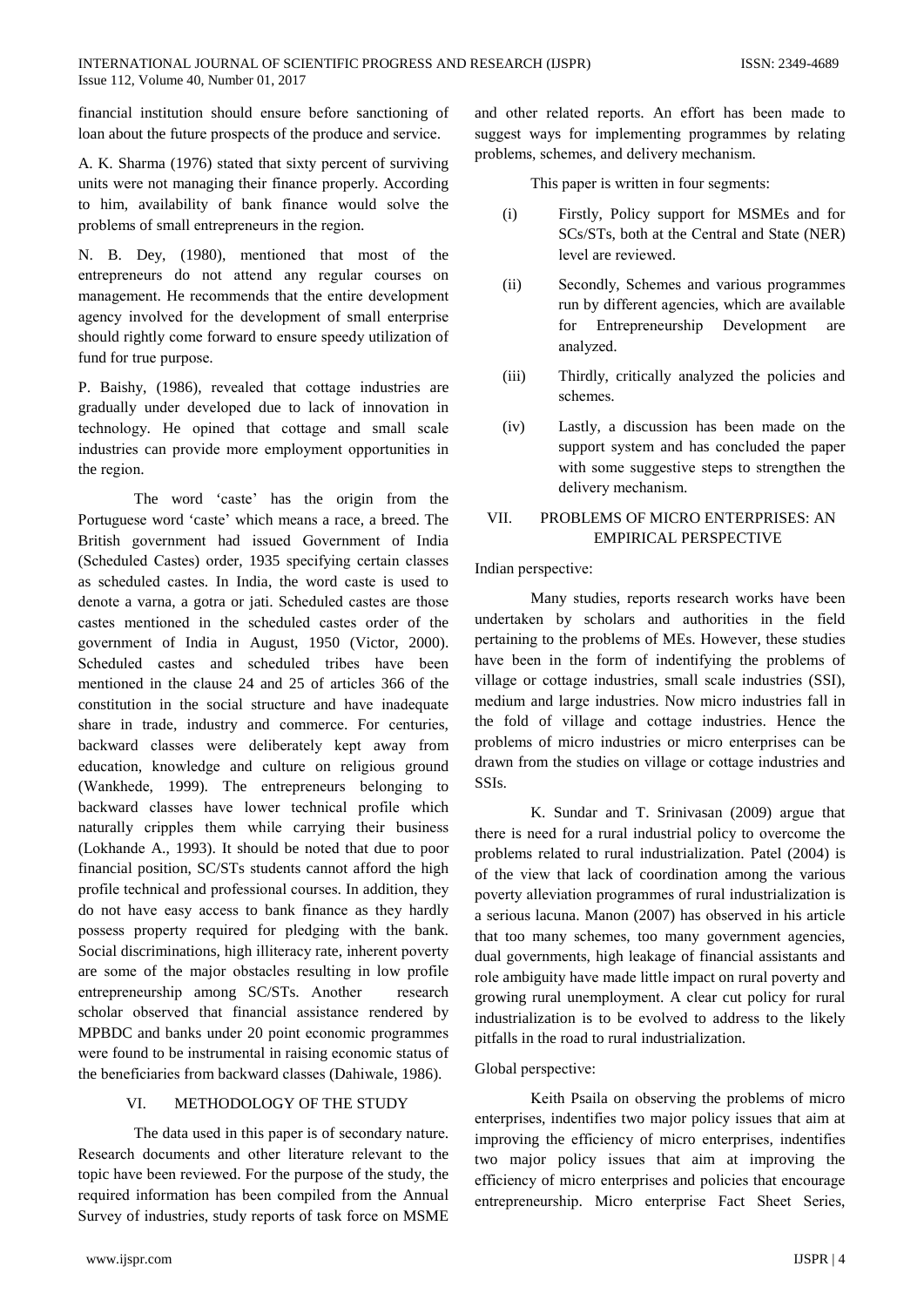financial institution should ensure before sanctioning of loan about the future prospects of the produce and service.

A. K. Sharma (1976) stated that sixty percent of surviving units were not managing their finance properly. According to him, availability of bank finance would solve the problems of small entrepreneurs in the region.

N. B. Dey, (1980), mentioned that most of the entrepreneurs do not attend any regular courses on management. He recommends that the entire development agency involved for the development of small enterprise should rightly come forward to ensure speedy utilization of fund for true purpose.

P. Baishy, (1986), revealed that cottage industries are gradually under developed due to lack of innovation in technology. He opined that cottage and small scale industries can provide more employment opportunities in the region.

The word 'caste' has the origin from the Portuguese word 'caste' which means a race, a breed. The British government had issued Government of India (Scheduled Castes) order, 1935 specifying certain classes as scheduled castes. In India, the word caste is used to denote a varna, a gotra or jati. Scheduled castes are those castes mentioned in the scheduled castes order of the government of India in August, 1950 (Victor, 2000). Scheduled castes and scheduled tribes have been mentioned in the clause 24 and 25 of articles 366 of the constitution in the social structure and have inadequate share in trade, industry and commerce. For centuries, backward classes were deliberately kept away from education, knowledge and culture on religious ground (Wankhede, 1999). The entrepreneurs belonging to backward classes have lower technical profile which naturally cripples them while carrying their business (Lokhande A., 1993). It should be noted that due to poor financial position, SC/STs students cannot afford the high profile technical and professional courses. In addition, they do not have easy access to bank finance as they hardly possess property required for pledging with the bank. Social discriminations, high illiteracy rate, inherent poverty are some of the major obstacles resulting in low profile entrepreneurship among SC/STs. Another research scholar observed that financial assistance rendered by MPBDC and banks under 20 point economic programmes were found to be instrumental in raising economic status of the beneficiaries from backward classes (Dahiwale, 1986).

## VI. METHODOLOGY OF THE STUDY

The data used in this paper is of secondary nature. Research documents and other literature relevant to the topic have been reviewed. For the purpose of the study, the required information has been compiled from the Annual Survey of industries, study reports of task force on MSME and other related reports. An effort has been made to suggest ways for implementing programmes by relating problems, schemes, and delivery mechanism.

This paper is written in four segments:

(i) Firstly, Policy support for MSMEs and for SCs/STs, both at the Central and State (NER) level are reviewed.

(ii) Secondly, Schemes and various programmes run by different agencies, which are available for Entrepreneurship Development are analyzed.

(iii) Thirdly, critically analyzed the policies and schemes.

(iv) Lastly, a discussion has been made on the support system and has concluded the paper with some suggestive steps to strengthen the delivery mechanism.

## VII. PROBLEMS OF MICRO ENTERPRISES: AN EMPIRICAL PERSPECTIVE

Indian perspective:

Many studies, reports research works have been undertaken by scholars and authorities in the field pertaining to the problems of MEs. However, these studies have been in the form of indentifying the problems of village or cottage industries, small scale industries (SSI), medium and large industries. Now micro industries fall in the fold of village and cottage industries. Hence the problems of micro industries or micro enterprises can be drawn from the studies on village or cottage industries and SSIs.

K. Sundar and T. Srinivasan (2009) argue that there is need for a rural industrial policy to overcome the problems related to rural industrialization. Patel (2004) is of the view that lack of coordination among the various poverty alleviation programmes of rural industrialization is a serious lacuna. Manon (2007) has observed in his article that too many schemes, too many government agencies, dual governments, high leakage of financial assistants and role ambiguity have made little impact on rural poverty and growing rural unemployment. A clear cut policy for rural industrialization is to be evolved to address to the likely pitfalls in the road to rural industrialization.

Global perspective:

Keith Psaila on observing the problems of micro enterprises, indentifies two major policy issues that aim at improving the efficiency of micro enterprises, indentifies two major policy issues that aim at improving the efficiency of micro enterprises and policies that encourage entrepreneurship. Micro enterprise Fact Sheet Series,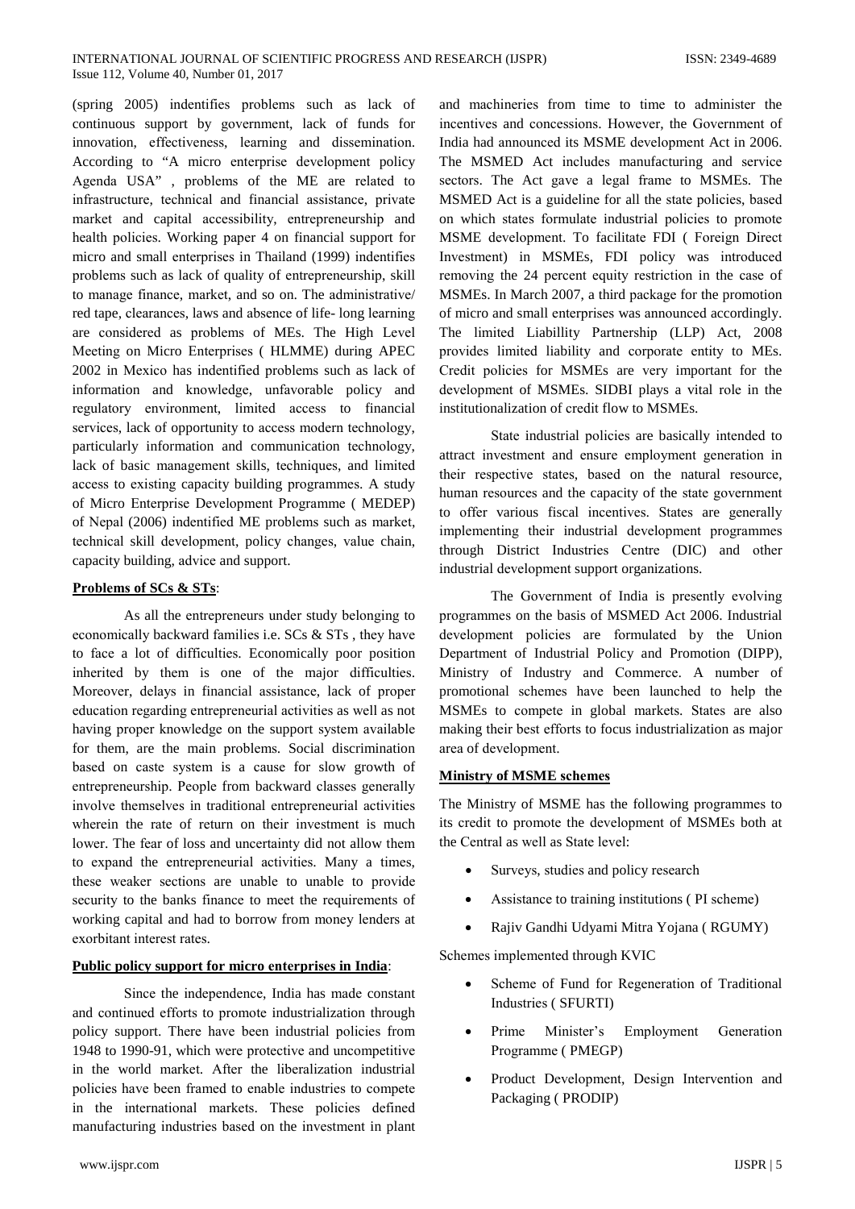(spring 2005) indentifies problems such as lack of continuous support by government, lack of funds for innovation, effectiveness, learning and dissemination. According to "A micro enterprise development policy Agenda USA" , problems of the ME are related to infrastructure, technical and financial assistance, private market and capital accessibility, entrepreneurship and health policies. Working paper 4 on financial support for micro and small enterprises in Thailand (1999) indentifies problems such as lack of quality of entrepreneurship, skill to manage finance, market, and so on. The administrative/ red tape, clearances, laws and absence of life- long learning are considered as problems of MEs. The High Level Meeting on Micro Enterprises ( HLMME) during APEC 2002 in Mexico has indentified problems such as lack of information and knowledge, unfavorable policy and regulatory environment, limited access to financial services, lack of opportunity to access modern technology, particularly information and communication technology, lack of basic management skills, techniques, and limited access to existing capacity building programmes. A study of Micro Enterprise Development Programme ( MEDEP) of Nepal (2006) indentified ME problems such as market, technical skill development, policy changes, value chain, capacity building, advice and support.

**Problems of SCs & STs**:

As all the entrepreneurs under study belonging to economically backward families i.e. SCs & STs , they have to face a lot of difficulties. Economically poor position inherited by them is one of the major difficulties. Moreover, delays in financial assistance, lack of proper education regarding entrepreneurial activities as well as not having proper knowledge on the support system available for them, are the main problems. Social discrimination based on caste system is a cause for slow growth of entrepreneurship. People from backward classes generally involve themselves in traditional entrepreneurial activities wherein the rate of return on their investment is much lower. The fear of loss and uncertainty did not allow them to expand the entrepreneurial activities. Many a times, these weaker sections are unable to unable to provide security to the banks finance to meet the requirements of working capital and had to borrow from money lenders at exorbitant interest rates.

**Public policy support for micro enterprises in India**:

Since the independence, India has made constant and continued efforts to promote industrialization through policy support. There have been industrial policies from 1948 to 1990-91, which were protective and uncompetitive in the world market. After the liberalization industrial policies have been framed to enable industries to compete in the international markets. These policies defined manufacturing industries based on the investment in plant and machineries from time to time to administer the incentives and concessions. However, the Government of India had announced its MSME development Act in 2006. The MSMED Act includes manufacturing and service sectors. The Act gave a legal frame to MSMEs. The MSMED Act is a guideline for all the state policies, based on which states formulate industrial policies to promote MSME development. To facilitate FDI ( Foreign Direct Investment) in MSMEs, FDI policy was introduced removing the 24 percent equity restriction in the case of MSMEs. In March 2007, a third package for the promotion of micro and small enterprises was announced accordingly. The limited Liabillity Partnership (LLP) Act, 2008 provides limited liability and corporate entity to MEs. Credit policies for MSMEs are very important for the development of MSMEs. SIDBI plays a vital role in the institutionalization of credit flow to MSMEs.

State industrial policies are basically intended to attract investment and ensure employment generation in their respective states, based on the natural resource, human resources and the capacity of the state government to offer various fiscal incentives. States are generally implementing their industrial development programmes through District Industries Centre (DIC) and other industrial development support organizations.

The Government of India is presently evolving programmes on the basis of MSMED Act 2006. Industrial development policies are formulated by the Union Department of Industrial Policy and Promotion (DIPP), Ministry of Industry and Commerce. A number of promotional schemes have been launched to help the MSMEs to compete in global markets. States are also making their best efforts to focus industrialization as major area of development.

**Ministry of MSME schemes**

The Ministry of MSME has the following programmes to its credit to promote the development of MSMEs both at the Central as well as State level:

- Surveys, studies and policy research
- Assistance to training institutions ( PI scheme)
- Rajiv Gandhi Udyami Mitra Yojana ( RGUMY)

Schemes implemented through KVIC

- Scheme of Fund for Regeneration of Traditional Industries ( SFURTI)
- Prime Minister's Employment Generation Programme ( PMEGP)
- Product Development, Design Intervention and Packaging ( PRODIP)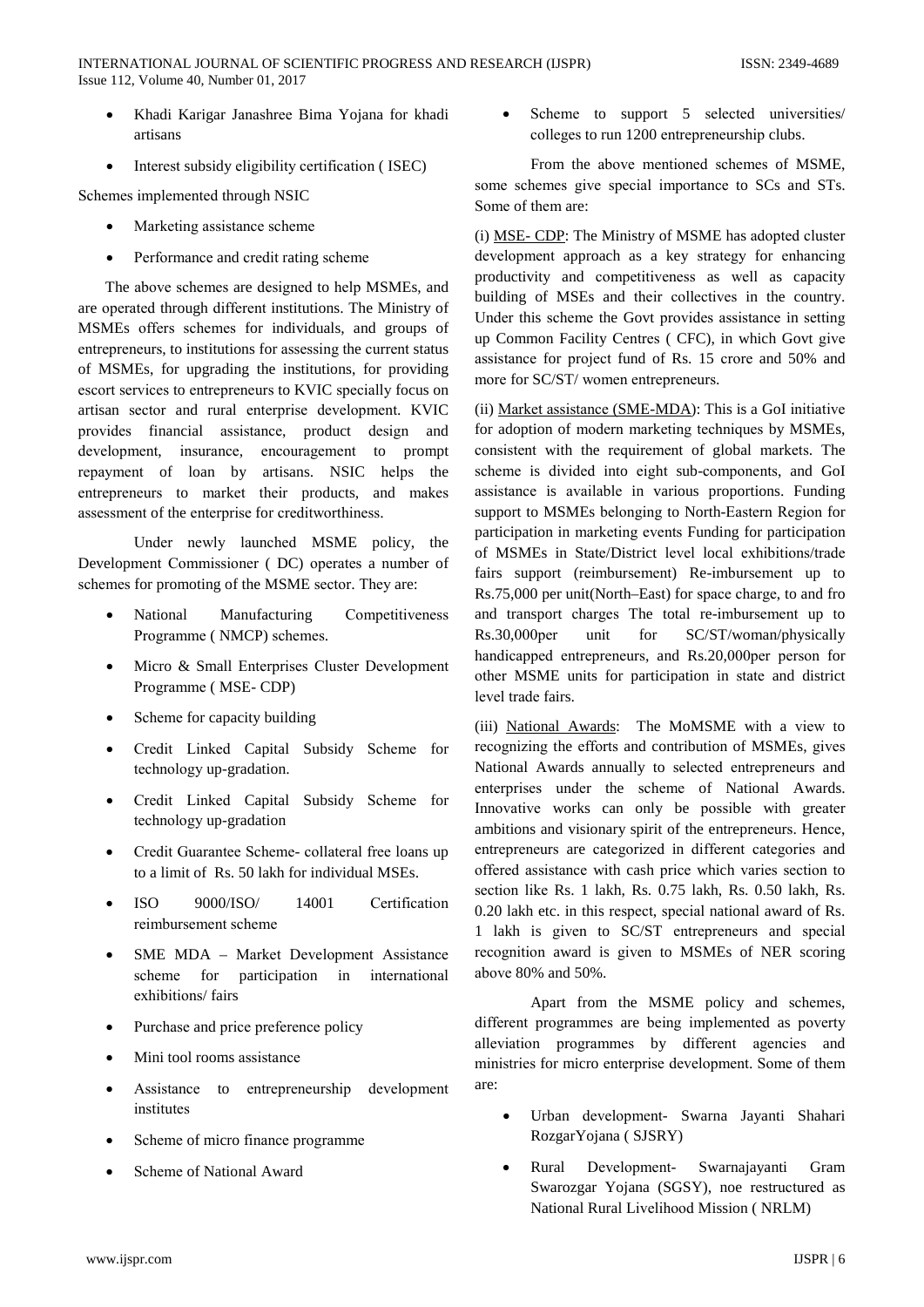- Khadi Karigar Janashree Bima Yojana for khadi artisans
- Interest subsidy eligibility certification ( ISEC)

Schemes implemented through NSIC

- Marketing assistance scheme
- Performance and credit rating scheme

The above schemes are designed to help MSMEs, and are operated through different institutions. The Ministry of MSMEs offers schemes for individuals, and groups of entrepreneurs, to institutions for assessing the current status of MSMEs, for upgrading the institutions, for providing escort services to entrepreneurs to KVIC specially focus on artisan sector and rural enterprise development. KVIC provides financial assistance, product design and development, insurance, encouragement to prompt repayment of loan by artisans. NSIC helps the entrepreneurs to market their products, and makes assessment of the enterprise for creditworthiness.

Under newly launched MSME policy, the Development Commissioner ( DC) operates a number of schemes for promoting of the MSME sector. They are:

- National Manufacturing Competitiveness Programme ( NMCP) schemes.
- Micro & Small Enterprises Cluster Development Programme ( MSE- CDP)
- Scheme for capacity building
- Credit Linked Capital Subsidy Scheme for technology up-gradation.
- Credit Linked Capital Subsidy Scheme for technology up-gradation
- Credit Guarantee Scheme- collateral free loans up to a limit of Rs. 50 lakh for individual MSEs.
- ISO 9000/ISO/ 14001 Certification reimbursement scheme
- SME MDA – Market Development Assistance scheme for participation in international exhibitions/ fairs
- Purchase and price preference policy
- Mini tool rooms assistance
- Assistance to entrepreneurship development institutes
- Scheme of micro finance programme
- Scheme of National Award
- Scheme to support 5 selected universities/ colleges to run 1200 entrepreneurship clubs.

From the above mentioned schemes of MSME, some schemes give special importance to SCs and STs. Some of them are:

(i) MSE- CDP: The Ministry of MSME has adopted cluster development approach as a key strategy for enhancing productivity and competitiveness as well as capacity building of MSEs and their collectives in the country. Under this scheme the Govt provides assistance in setting up Common Facility Centres ( CFC), in which Govt give assistance for project fund of Rs. 15 crore and 50% and more for SC/ST/ women entrepreneurs.

(ii) Market assistance (SME-MDA): This is a GoI initiative for adoption of modern marketing techniques by MSMEs, consistent with the requirement of global markets. The scheme is divided into eight sub-components, and GoI assistance is available in various proportions. Funding support to MSMEs belonging to North-Eastern Region for participation in marketing events Funding for participation of MSMEs in State/District level local exhibitions/trade fairs support (reimbursement) Re-imbursement up to Rs.75,000 per unit(North–East) for space charge, to and fro and transport charges The total re-imbursement up to Rs.30,000per unit for SC/ST/woman/physically handicapped entrepreneurs, and Rs.20,000per person for other MSME units for participation in state and district level trade fairs.

(iii) National Awards: The MoMSME with a view to recognizing the efforts and contribution of MSMEs, gives National Awards annually to selected entrepreneurs and enterprises under the scheme of National Awards. Innovative works can only be possible with greater ambitions and visionary spirit of the entrepreneurs. Hence, entrepreneurs are categorized in different categories and offered assistance with cash price which varies section to section like Rs. 1 lakh, Rs. 0.75 lakh, Rs. 0.50 lakh, Rs. 0.20 lakh etc. in this respect, special national award of Rs. 1 lakh is given to SC/ST entrepreneurs and special recognition award is given to MSMEs of NER scoring above 80% and 50%.

Apart from the MSME policy and schemes, different programmes are being implemented as poverty alleviation programmes by different agencies and ministries for micro enterprise development. Some of them are:

- Urban development- Swarna Jayanti Shahari RozgarYojana ( SJSRY)
- Rural Development- Swarnajayanti Gram Swarozgar Yojana (SGSY), noe restructured as National Rural Livelihood Mission ( NRLM)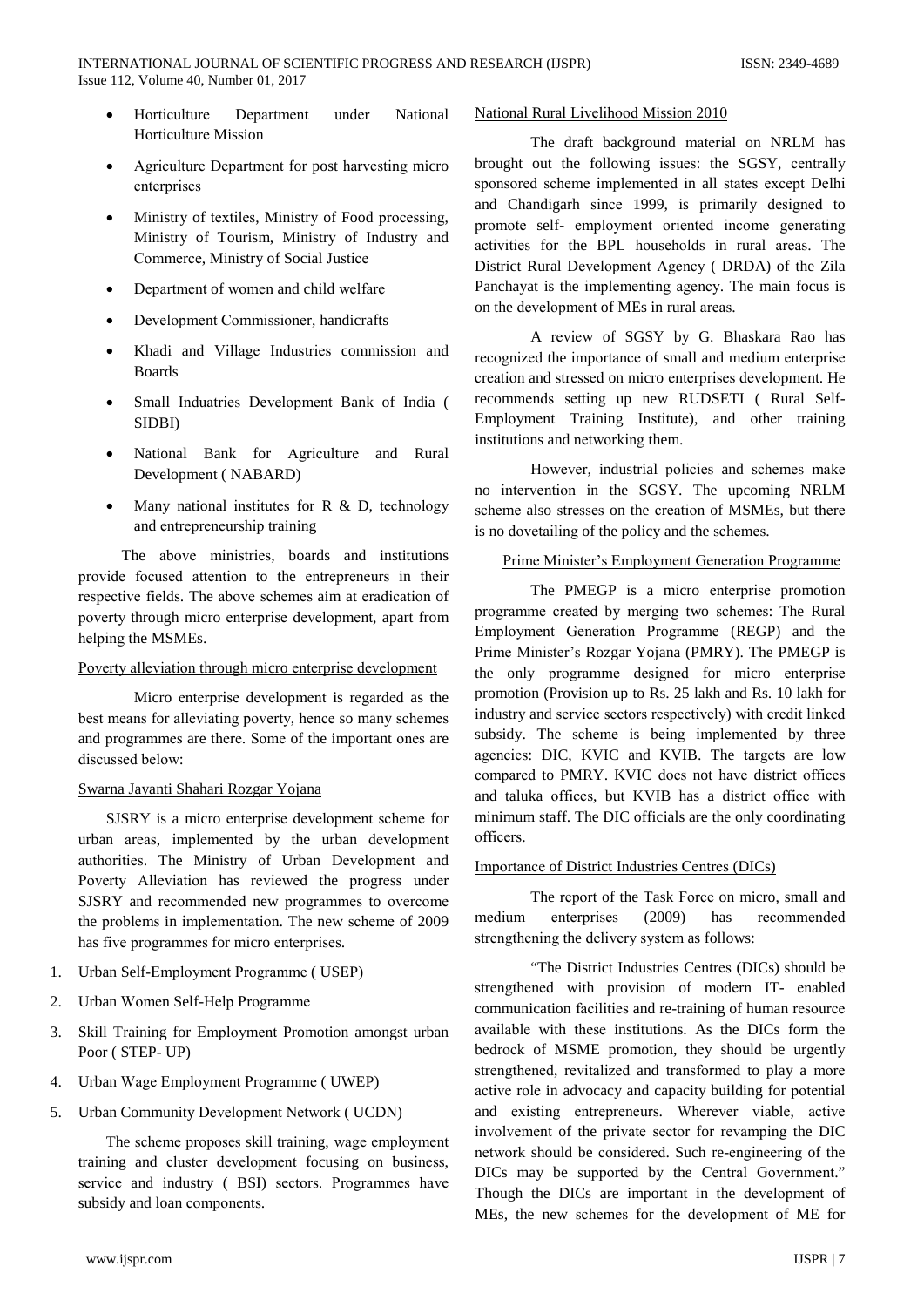- Horticulture Department under National Horticulture Mission
- Agriculture Department for post harvesting micro enterprises
- Ministry of textiles, Ministry of Food processing, Ministry of Tourism, Ministry of Industry and Commerce, Ministry of Social Justice
- Department of women and child welfare
- Development Commissioner, handicrafts
- Khadi and Village Industries commission and Boards
- Small Induatries Development Bank of India ( SIDBI)
- National Bank for Agriculture and Rural Development ( NABARD)
- Many national institutes for R & D, technology and entrepreneurship training

The above ministries, boards and institutions provide focused attention to the entrepreneurs in their respective fields. The above schemes aim at eradication of poverty through micro enterprise development, apart from helping the MSMEs.

Poverty alleviation through micro enterprise development

Micro enterprise development is regarded as the best means for alleviating poverty, hence so many schemes and programmes are there. Some of the important ones are discussed below:

Swarna Jayanti Shahari Rozgar Yojana

SJSRY is a micro enterprise development scheme for urban areas, implemented by the urban development authorities. The Ministry of Urban Development and Poverty Alleviation has reviewed the progress under SJSRY and recommended new programmes to overcome the problems in implementation. The new scheme of 2009 has five programmes for micro enterprises.

1. Urban Self-Employment Programme ( USEP)
2. Urban Women Self-Help Programme
3. Skill Training for Employment Promotion amongst urban Poor ( STEP- UP)
4. Urban Wage Employment Programme ( UWEP)
5. Urban Community Development Network ( UCDN)

The scheme proposes skill training, wage employment training and cluster development focusing on business, service and industry ( BSI) sectors. Programmes have subsidy and loan components.

National Rural Livelihood Mission 2010

The draft background material on NRLM has brought out the following issues: the SGSY, centrally sponsored scheme implemented in all states except Delhi and Chandigarh since 1999, is primarily designed to promote self- employment oriented income generating activities for the BPL households in rural areas. The District Rural Development Agency ( DRDA) of the Zila Panchayat is the implementing agency. The main focus is on the development of MEs in rural areas.

A review of SGSY by G. Bhaskara Rao has recognized the importance of small and medium enterprise creation and stressed on micro enterprises development. He recommends setting up new RUDSETI ( Rural Self-Employment Training Institute), and other training institutions and networking them.

However, industrial policies and schemes make no intervention in the SGSY. The upcoming NRLM scheme also stresses on the creation of MSMEs, but there is no dovetailing of the policy and the schemes.

Prime Minister's Employment Generation Programme

The PMEGP is a micro enterprise promotion programme created by merging two schemes: The Rural Employment Generation Programme (REGP) and the Prime Minister's Rozgar Yojana (PMRY). The PMEGP is the only programme designed for micro enterprise promotion (Provision up to Rs. 25 lakh and Rs. 10 lakh for industry and service sectors respectively) with credit linked subsidy. The scheme is being implemented by three agencies: DIC, KVIC and KVIB. The targets are low compared to PMRY. KVIC does not have district offices and taluka offices, but KVIB has a district office with minimum staff. The DIC officials are the only coordinating officers.

Importance of District Industries Centres (DICs)

The report of the Task Force on micro, small and medium enterprises (2009) has recommended strengthening the delivery system as follows:

"The District Industries Centres (DICs) should be strengthened with provision of modern IT- enabled communication facilities and re-training of human resource available with these institutions. As the DICs form the bedrock of MSME promotion, they should be urgently strengthened, revitalized and transformed to play a more active role in advocacy and capacity building for potential and existing entrepreneurs. Wherever viable, active involvement of the private sector for revamping the DIC network should be considered. Such re-engineering of the DICs may be supported by the Central Government." Though the DICs are important in the development of MEs, the new schemes for the development of ME for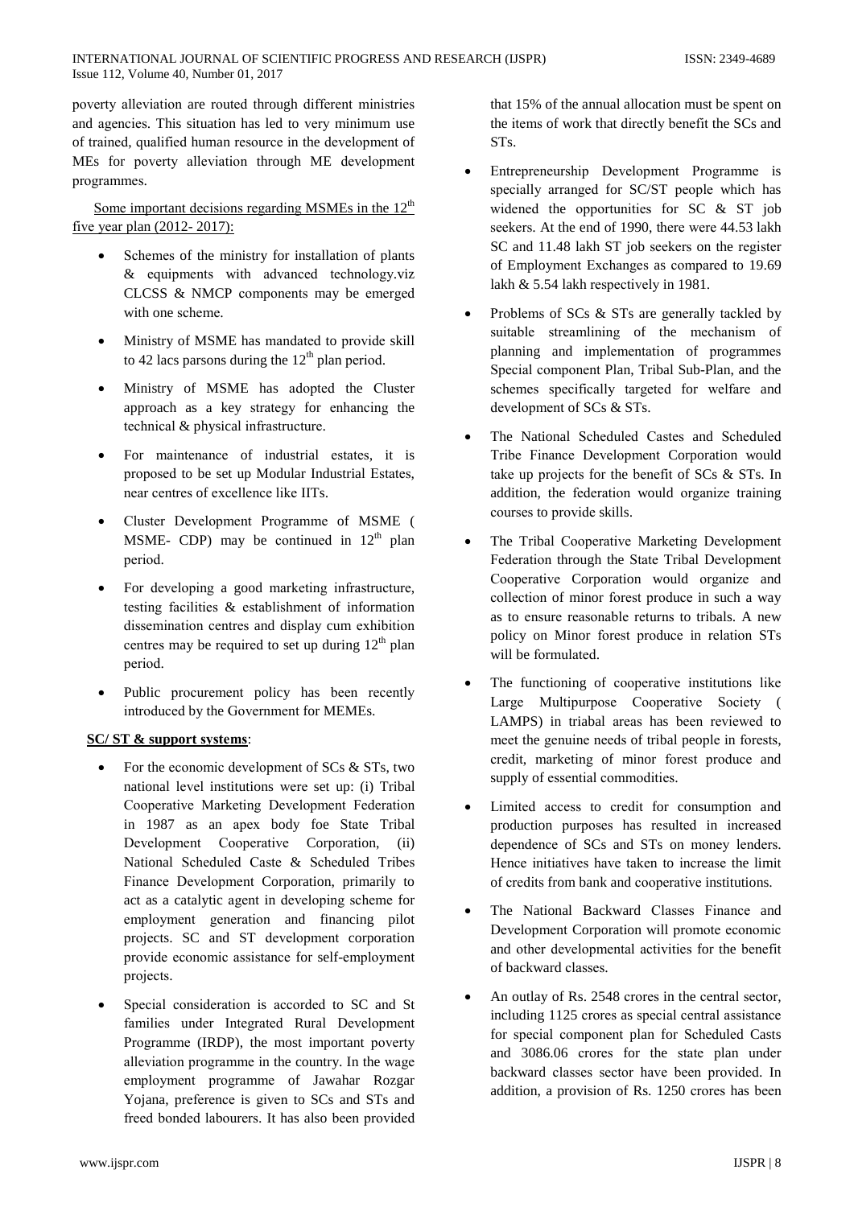poverty alleviation are routed through different ministries and agencies. This situation has led to very minimum use of trained, qualified human resource in the development of MEs for poverty alleviation through ME development programmes.

Some important decisions regarding MSMEs in the 12th five year plan (2012- 2017):

- Schemes of the ministry for installation of plants & equipments with advanced technology.viz CLCSS & NMCP components may be emerged with one scheme.
- Ministry of MSME has mandated to provide skill to 42 lacs parsons during the 12th plan period.
- Ministry of MSME has adopted the Cluster approach as a key strategy for enhancing the technical & physical infrastructure.
- For maintenance of industrial estates, it is proposed to be set up Modular Industrial Estates, near centres of excellence like IITs.
- Cluster Development Programme of MSME ( MSME- CDP) may be continued in 12th plan period.
- For developing a good marketing infrastructure, testing facilities & establishment of information dissemination centres and display cum exhibition centres may be required to set up during 12th plan period.
- Public procurement policy has been recently introduced by the Government for MEMEs.

**SC/ ST & support systems**:

- For the economic development of SCs & STs, two national level institutions were set up: (i) Tribal Cooperative Marketing Development Federation in 1987 as an apex body foe State Tribal Development Cooperative Corporation, (ii) National Scheduled Caste & Scheduled Tribes Finance Development Corporation, primarily to act as a catalytic agent in developing scheme for employment generation and financing pilot projects. SC and ST development corporation provide economic assistance for self-employment projects.
- Special consideration is accorded to SC and St families under Integrated Rural Development Programme (IRDP), the most important poverty alleviation programme in the country. In the wage employment programme of Jawahar Rozgar Yojana, preference is given to SCs and STs and freed bonded labourers. It has also been provided that 15% of the annual allocation must be spent on the items of work that directly benefit the SCs and STs.
- Entrepreneurship Development Programme is specially arranged for SC/ST people which has widened the opportunities for SC & ST job seekers. At the end of 1990, there were 44.53 lakh SC and 11.48 lakh ST job seekers on the register of Employment Exchanges as compared to 19.69 lakh & 5.54 lakh respectively in 1981.
- Problems of SCs & STs are generally tackled by suitable streamlining of the mechanism of planning and implementation of programmes Special component Plan, Tribal Sub-Plan, and the schemes specifically targeted for welfare and development of SCs & STs.
- The National Scheduled Castes and Scheduled Tribe Finance Development Corporation would take up projects for the benefit of SCs & STs. In addition, the federation would organize training courses to provide skills.
- The Tribal Cooperative Marketing Development Federation through the State Tribal Development Cooperative Corporation would organize and collection of minor forest produce in such a way as to ensure reasonable returns to tribals. A new policy on Minor forest produce in relation STs will be formulated.
- The functioning of cooperative institutions like Large Multipurpose Cooperative Society ( LAMPS) in triabal areas has been reviewed to meet the genuine needs of tribal people in forests, credit, marketing of minor forest produce and supply of essential commodities.
- Limited access to credit for consumption and production purposes has resulted in increased dependence of SCs and STs on money lenders. Hence initiatives have taken to increase the limit of credits from bank and cooperative institutions.
- The National Backward Classes Finance and Development Corporation will promote economic and other developmental activities for the benefit of backward classes.
- An outlay of Rs. 2548 crores in the central sector, including 1125 crores as special central assistance for special component plan for Scheduled Casts and 3086.06 crores for the state plan under backward classes sector have been provided. In addition, a provision of Rs. 1250 crores has been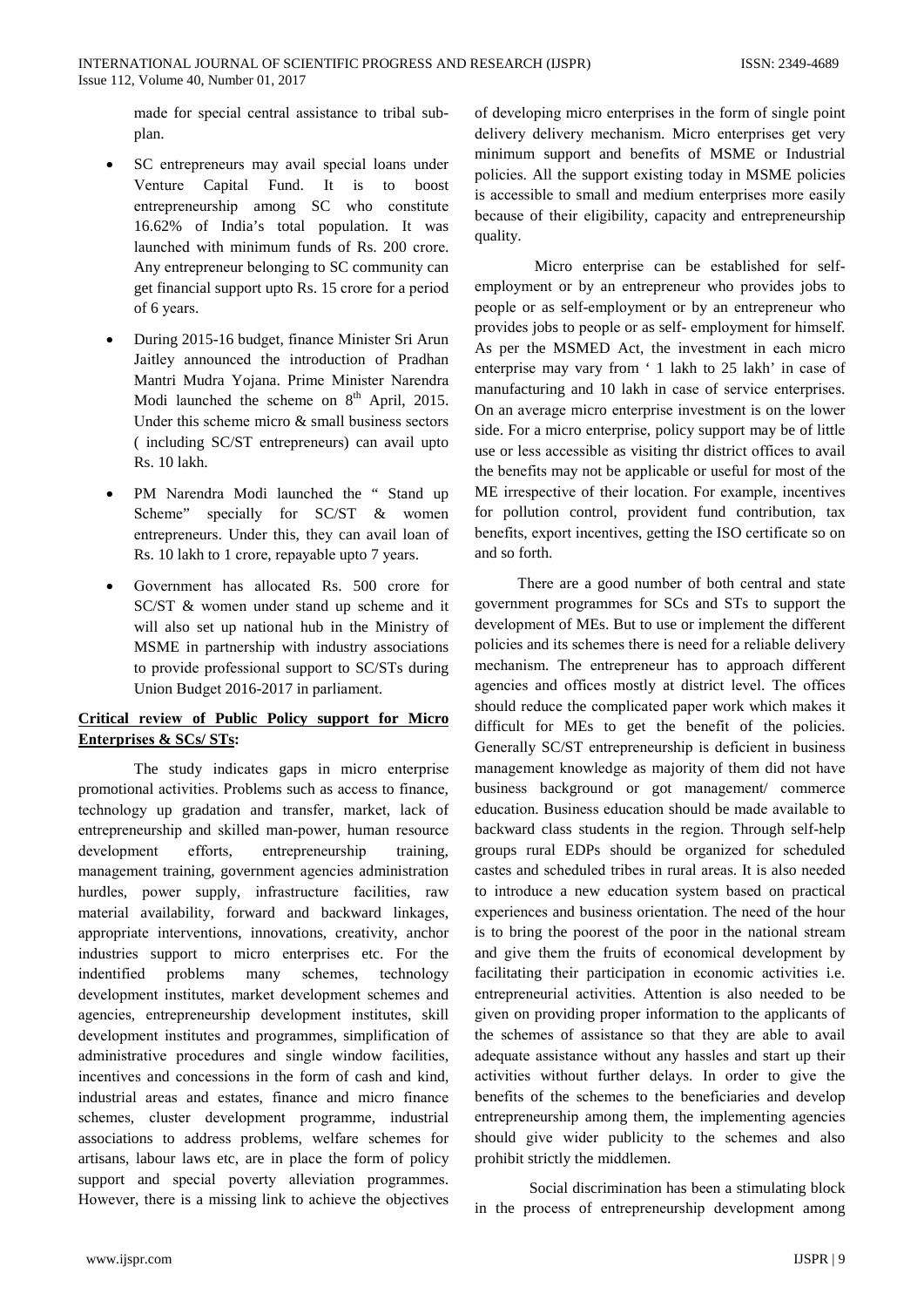made for special central assistance to tribal sub-plan.

- SC entrepreneurs may avail special loans under Venture Capital Fund. It is to boost entrepreneurship among SC who constitute 16.62% of India's total population. It was launched with minimum funds of Rs. 200 crore. Any entrepreneur belonging to SC community can get financial support upto Rs. 15 crore for a period of 6 years.

- During 2015-16 budget, finance Minister Sri Arun Jaitley announced the introduction of Pradhan Mantri Mudra Yojana. Prime Minister Narendra Modi launched the scheme on 8th April, 2015. Under this scheme micro & small business sectors ( including SC/ST entrepreneurs) can avail upto Rs. 10 lakh.

- PM Narendra Modi launched the " Stand up Scheme" specially for SC/ST & women entrepreneurs. Under this, they can avail loan of Rs. 10 lakh to 1 crore, repayable upto 7 years.

- Government has allocated Rs. 500 crore for SC/ST & women under stand up scheme and it will also set up national hub in the Ministry of MSME in partnership with industry associations to provide professional support to SC/STs during Union Budget 2016-2017 in parliament.

**Critical review of Public Policy support for Micro Enterprises & SCs/ STs:**

The study indicates gaps in micro enterprise promotional activities. Problems such as access to finance, technology up gradation and transfer, market, lack of entrepreneurship and skilled man-power, human resource development efforts, entrepreneurship training, management training, government agencies administration hurdles, power supply, infrastructure facilities, raw material availability, forward and backward linkages, appropriate interventions, innovations, creativity, anchor industries support to micro enterprises etc. For the indentified problems many schemes, technology development institutes, market development schemes and agencies, entrepreneurship development institutes, skill development institutes and programmes, simplification of administrative procedures and single window facilities, incentives and concessions in the form of cash and kind, industrial areas and estates, finance and micro finance schemes, cluster development programme, industrial associations to address problems, welfare schemes for artisans, labour laws etc, are in place the form of policy support and special poverty alleviation programmes. However, there is a missing link to achieve the objectives of developing micro enterprises in the form of single point delivery delivery mechanism. Micro enterprises get very minimum support and benefits of MSME or Industrial policies. All the support existing today in MSME policies is accessible to small and medium enterprises more easily because of their eligibility, capacity and entrepreneurship quality.

Micro enterprise can be established for self-employment or by an entrepreneur who provides jobs to people or as self-employment or by an entrepreneur who provides jobs to people or as self- employment for himself. As per the MSMED Act, the investment in each micro enterprise may vary from ' 1 lakh to 25 lakh' in case of manufacturing and 10 lakh in case of service enterprises. On an average micro enterprise investment is on the lower side. For a micro enterprise, policy support may be of little use or less accessible as visiting thr district offices to avail the benefits may not be applicable or useful for most of the ME irrespective of their location. For example, incentives for pollution control, provident fund contribution, tax benefits, export incentives, getting the ISO certificate so on and so forth.

There are a good number of both central and state government programmes for SCs and STs to support the development of MEs. But to use or implement the different policies and its schemes there is need for a reliable delivery mechanism. The entrepreneur has to approach different agencies and offices mostly at district level. The offices should reduce the complicated paper work which makes it difficult for MEs to get the benefit of the policies. Generally SC/ST entrepreneurship is deficient in business management knowledge as majority of them did not have business background or got management/ commerce education. Business education should be made available to backward class students in the region. Through self-help groups rural EDPs should be organized for scheduled castes and scheduled tribes in rural areas. It is also needed to introduce a new education system based on practical experiences and business orientation. The need of the hour is to bring the poorest of the poor in the national stream and give them the fruits of economical development by facilitating their participation in economic activities i.e. entrepreneurial activities. Attention is also needed to be given on providing proper information to the applicants of the schemes of assistance so that they are able to avail adequate assistance without any hassles and start up their activities without further delays. In order to give the benefits of the schemes to the beneficiaries and develop entrepreneurship among them, the implementing agencies should give wider publicity to the schemes and also prohibit strictly the middlemen.

Social discrimination has been a stimulating block in the process of entrepreneurship development among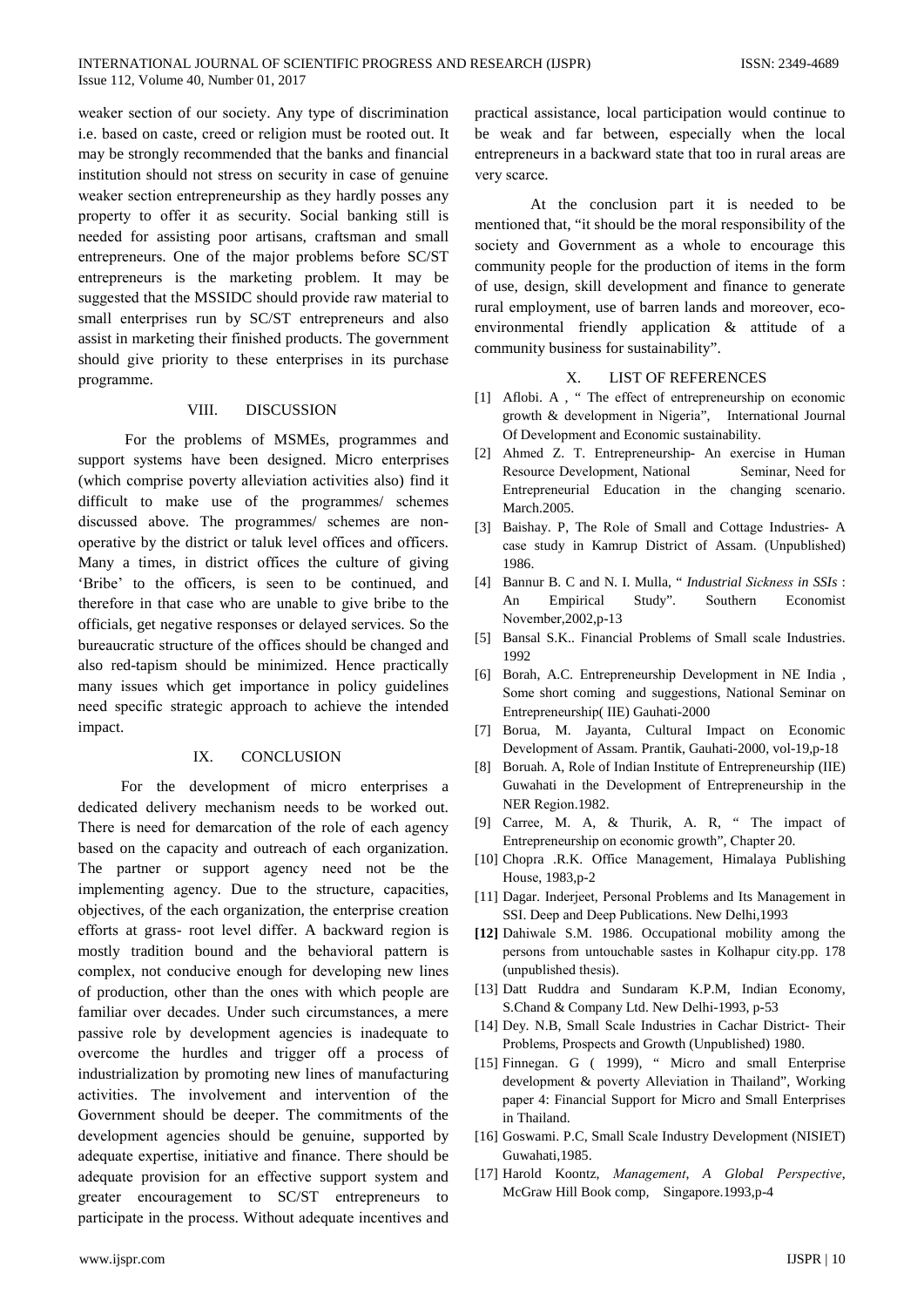weaker section of our society. Any type of discrimination i.e. based on caste, creed or religion must be rooted out. It may be strongly recommended that the banks and financial institution should not stress on security in case of genuine weaker section entrepreneurship as they hardly posses any property to offer it as security. Social banking still is needed for assisting poor artisans, craftsman and small entrepreneurs. One of the major problems before SC/ST entrepreneurs is the marketing problem. It may be suggested that the MSSIDC should provide raw material to small enterprises run by SC/ST entrepreneurs and also assist in marketing their finished products. The government should give priority to these enterprises in its purchase programme.

## VIII. DISCUSSION

For the problems of MSMEs, programmes and support systems have been designed. Micro enterprises (which comprise poverty alleviation activities also) find it difficult to make use of the programmes/ schemes discussed above. The programmes/ schemes are non-operative by the district or taluk level offices and officers. Many a times, in district offices the culture of giving 'Bribe' to the officers, is seen to be continued, and therefore in that case who are unable to give bribe to the officials, get negative responses or delayed services. So the bureaucratic structure of the offices should be changed and also red-tapism should be minimized. Hence practically many issues which get importance in policy guidelines need specific strategic approach to achieve the intended impact.

## IX. CONCLUSION

For the development of micro enterprises a dedicated delivery mechanism needs to be worked out. There is need for demarcation of the role of each agency based on the capacity and outreach of each organization. The partner or support agency need not be the implementing agency. Due to the structure, capacities, objectives, of the each organization, the enterprise creation efforts at grass- root level differ. A backward region is mostly tradition bound and the behavioral pattern is complex, not conducive enough for developing new lines of production, other than the ones with which people are familiar over decades. Under such circumstances, a mere passive role by development agencies is inadequate to overcome the hurdles and trigger off a process of industrialization by promoting new lines of manufacturing activities. The involvement and intervention of the Government should be deeper. The commitments of the development agencies should be genuine, supported by adequate expertise, initiative and finance. There should be adequate provision for an effective support system and greater encouragement to SC/ST entrepreneurs to participate in the process. Without adequate incentives and practical assistance, local participation would continue to be weak and far between, especially when the local entrepreneurs in a backward state that too in rural areas are very scarce.

At the conclusion part it is needed to be mentioned that, "it should be the moral responsibility of the society and Government as a whole to encourage this community people for the production of items in the form of use, design, skill development and finance to generate rural employment, use of barren lands and moreover, eco-environmental friendly application & attitude of a community business for sustainability".

## X. LIST OF REFERENCES

[1] Aflobi. A , " The effect of entrepreneurship on economic growth & development in Nigeria", International Journal Of Development and Economic sustainability.

[2] Ahmed Z. T. Entrepreneurship- An exercise in Human Resource Development, National Seminar, Need for Entrepreneurial Education in the changing scenario. March.2005.

[3] Baishay. P, The Role of Small and Cottage Industries- A case study in Kamrup District of Assam. (Unpublished) 1986.

[4] Bannur B. C and N. I. Mulla, " *Industrial Sickness in SSIs* : An Empirical Study". Southern Economist November,2002,p-13

[5] Bansal S.K.. Financial Problems of Small scale Industries. 1992

[6] Borah, A.C. Entrepreneurship Development in NE India , Some short coming and suggestions, National Seminar on Entrepreneurship( IIE) Gauhati-2000

[7] Borua, M. Jayanta, Cultural Impact on Economic Development of Assam. Prantik, Gauhati-2000, vol-19,p-18

[8] Boruah. A, Role of Indian Institute of Entrepreneurship (IIE) Guwahati in the Development of Entrepreneurship in the NER Region.1982.

[9] Carree, M. A, & Thurik, A. R, " The impact of Entrepreneurship on economic growth", Chapter 20.

[10] Chopra .R.K. Office Management, Himalaya Publishing House, 1983,p-2

[11] Dagar. Inderjeet, Personal Problems and Its Management in SSI. Deep and Deep Publications. New Delhi,1993

**[12]** Dahiwale S.M. 1986. Occupational mobility among the persons from untouchable sastes in Kolhapur city.pp. 178 (unpublished thesis).

[13] Datt Ruddra and Sundaram K.P.M, Indian Economy, S.Chand & Company Ltd. New Delhi-1993, p-53

[14] Dey. N.B, Small Scale Industries in Cachar District- Their Problems, Prospects and Growth (Unpublished) 1980.

[15] Finnegan. G ( 1999), " Micro and small Enterprise development & poverty Alleviation in Thailand", Working paper 4: Financial Support for Micro and Small Enterprises in Thailand.

[16] Goswami. P.C, Small Scale Industry Development (NISIET) Guwahati,1985.

[17] Harold Koontz, *Management*, *A Global Perspective*, McGraw Hill Book comp, Singapore.1993,p-4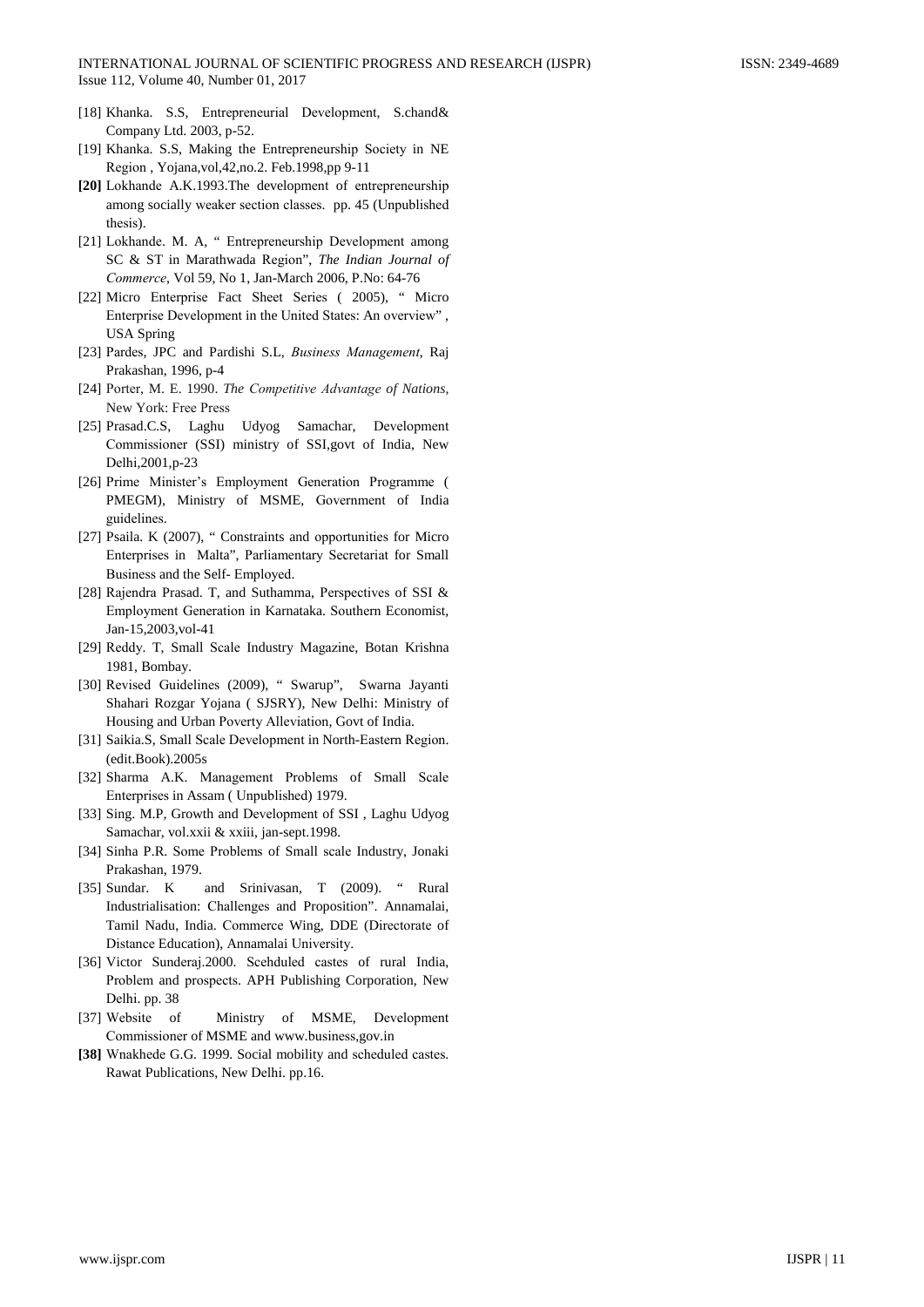[18] Khanka. S.S, Entrepreneurial Development, S.chand& Company Ltd. 2003, p-52.

[19] Khanka. S.S, Making the Entrepreneurship Society in NE Region , Yojana,vol,42,no.2. Feb.1998,pp 9-11

**[20]** Lokhande A.K.1993.The development of entrepreneurship among socially weaker section classes. pp. 45 (Unpublished thesis).

[21] Lokhande. M. A, " Entrepreneurship Development among SC & ST in Marathwada Region", *The Indian Journal of Commerce*, Vol 59, No 1, Jan-March 2006, P.No: 64-76

[22] Micro Enterprise Fact Sheet Series ( 2005), " Micro Enterprise Development in the United States: An overview" , USA Spring

[23] Pardes, JPC and Pardishi S.L, *Business Management*, Raj Prakashan, 1996, p-4

[24] Porter, M. E. 1990. *The Competitive Advantage of Nations*, New York: Free Press

[25] Prasad.C.S, Laghu Udyog Samachar, Development Commissioner (SSI) ministry of SSI,govt of India, New Delhi,2001,p-23

[26] Prime Minister's Employment Generation Programme ( PMEGM), Ministry of MSME, Government of India guidelines.

[27] Psaila. K (2007), " Constraints and opportunities for Micro Enterprises in Malta", Parliamentary Secretariat for Small Business and the Self- Employed.

[28] Rajendra Prasad. T, and Suthamma, Perspectives of SSI & Employment Generation in Karnataka. Southern Economist, Jan-15,2003,vol-41

[29] Reddy. T, Small Scale Industry Magazine, Botan Krishna 1981, Bombay.

[30] Revised Guidelines (2009), " Swarup", Swarna Jayanti Shahari Rozgar Yojana ( SJSRY), New Delhi: Ministry of Housing and Urban Poverty Alleviation, Govt of India.

[31] Saikia.S, Small Scale Development in North-Eastern Region. (edit.Book).2005s

[32] Sharma A.K. Management Problems of Small Scale Enterprises in Assam ( Unpublished) 1979.

[33] Sing. M.P, Growth and Development of SSI , Laghu Udyog Samachar, vol.xxii & xxiii, jan-sept.1998.

[34] Sinha P.R. Some Problems of Small scale Industry, Jonaki Prakashan, 1979.

[35] Sundar. K and Srinivasan, T (2009). " Rural Industrialisation: Challenges and Proposition". Annamalai, Tamil Nadu, India. Commerce Wing, DDE (Directorate of Distance Education), Annamalai University.

[36] Victor Sunderaj.2000. Scehduled castes of rural India, Problem and prospects. APH Publishing Corporation, New Delhi. pp. 38

[37] Website of Ministry of MSME, Development Commissioner of MSME and www.business,gov.in

**[38]** Wnakhede G.G. 1999. Social mobility and scheduled castes. Rawat Publications, New Delhi. pp.16.